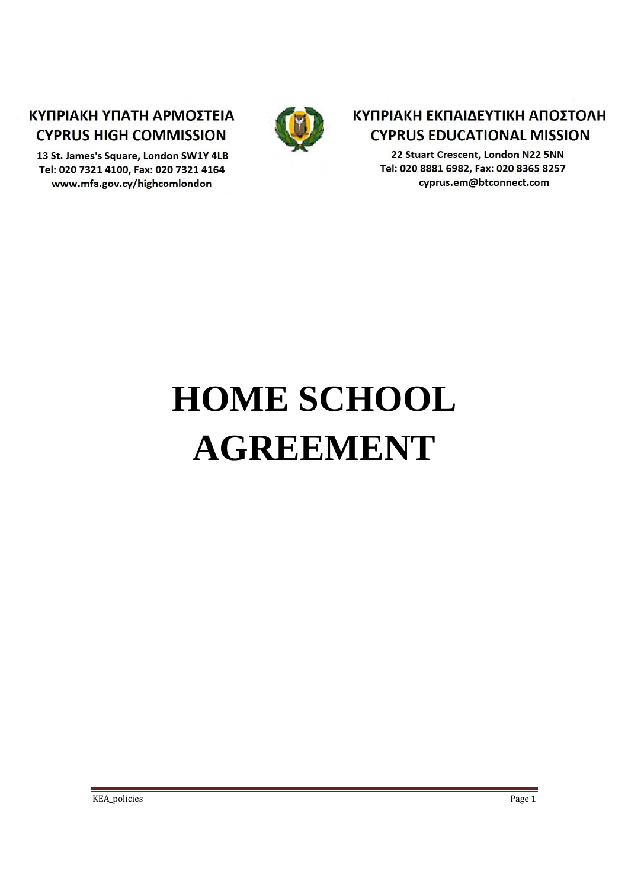**ΚΥΠΡΙΑΚΗ ΥΠΑΤΗ ΑΡΜΟΣΤΕΙΑ**
**CYPRUS HIGH COMMISSION**

**13 St. James's Square, London SW1Y 4LB**
**Tel: 020 7321 4100, Fax: 020 7321 4164**
**www.mfa.gov.cy/highcomlondon**

**ΚΥΠΡΙΑΚΗ ΕΚΠΑΙΔΕΥΤΙΚΗ ΑΠΟΣΤΟΛΗ**
**CYPRUS EDUCATIONAL MISSION**

**22 Stuart Crescent, London N22 5NN**
**Tel: 020 8881 6982, Fax: 020 8365 8257**
**cyprus.em@btconnect.com**

# HOME SCHOOL AGREEMENT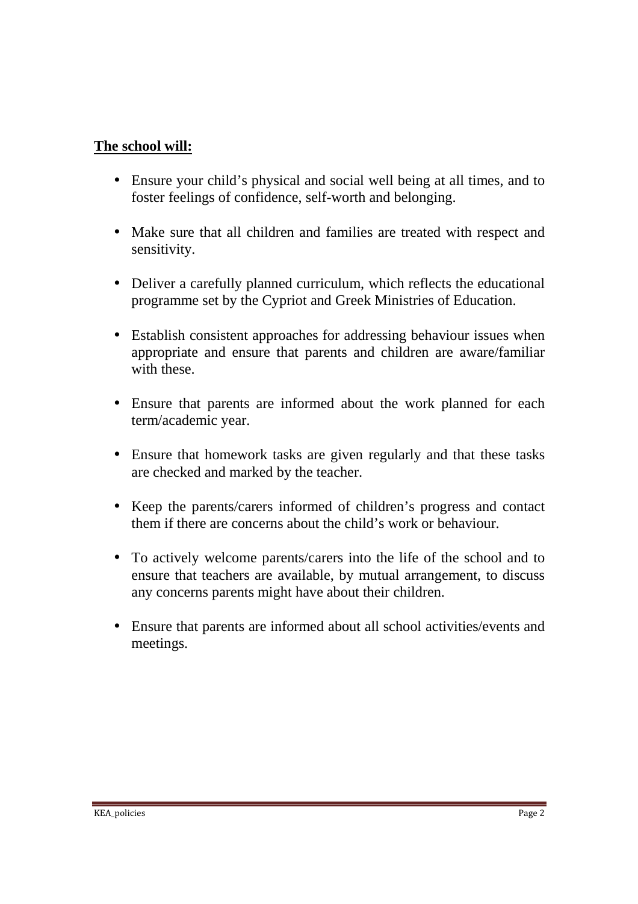**The school will:**

- Ensure your child's physical and social well being at all times, and to foster feelings of confidence, self-worth and belonging.
- Make sure that all children and families are treated with respect and sensitivity.
- Deliver a carefully planned curriculum, which reflects the educational programme set by the Cypriot and Greek Ministries of Education.
- Establish consistent approaches for addressing behaviour issues when appropriate and ensure that parents and children are aware/familiar with these.
- Ensure that parents are informed about the work planned for each term/academic year.
- Ensure that homework tasks are given regularly and that these tasks are checked and marked by the teacher.
- Keep the parents/carers informed of children's progress and contact them if there are concerns about the child's work or behaviour.
- To actively welcome parents/carers into the life of the school and to ensure that teachers are available, by mutual arrangement, to discuss any concerns parents might have about their children.
- Ensure that parents are informed about all school activities/events and meetings.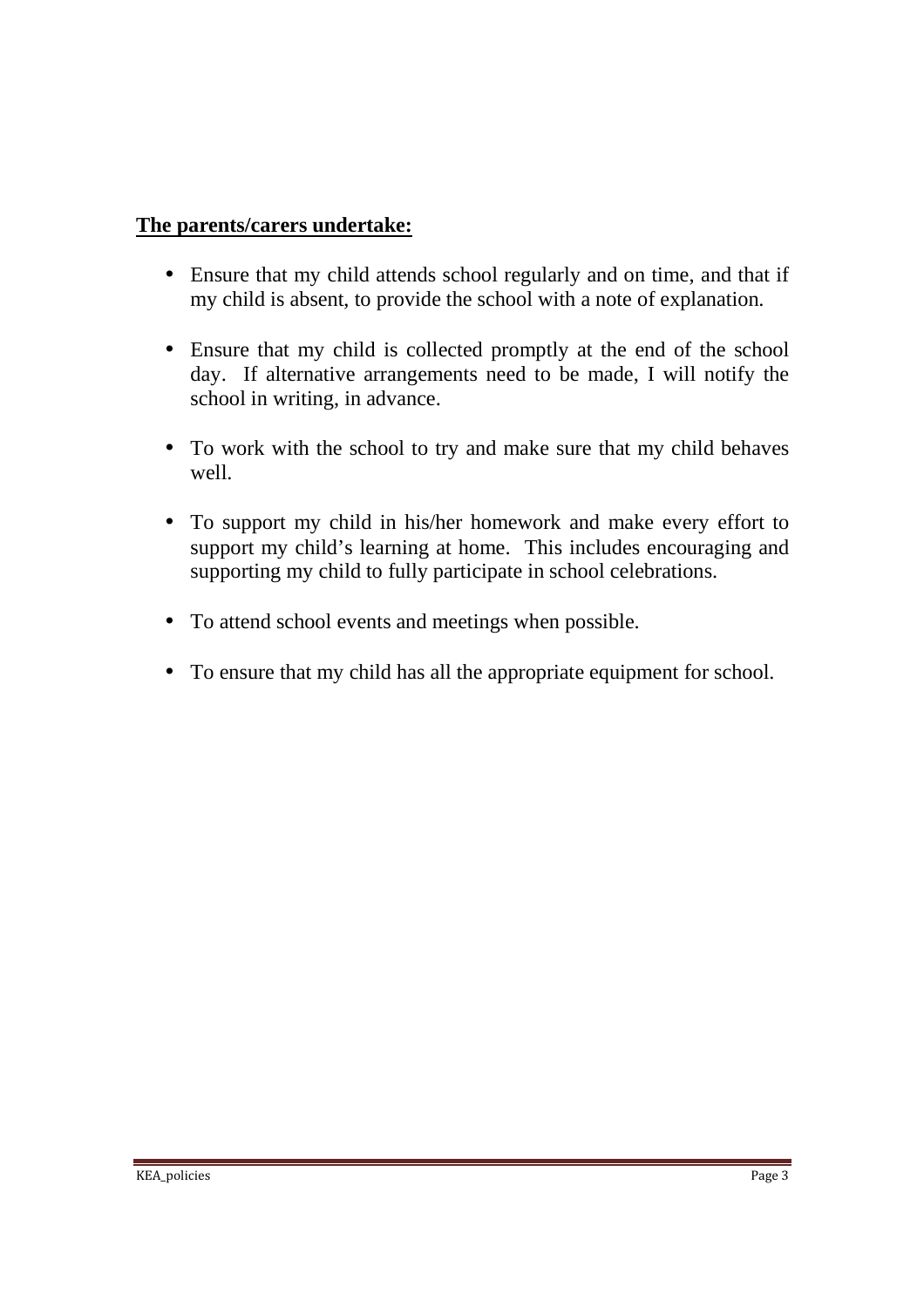**The parents/carers undertake:**

- Ensure that my child attends school regularly and on time, and that if my child is absent, to provide the school with a note of explanation.
- Ensure that my child is collected promptly at the end of the school day. If alternative arrangements need to be made, I will notify the school in writing, in advance.
- To work with the school to try and make sure that my child behaves well.
- To support my child in his/her homework and make every effort to support my child's learning at home. This includes encouraging and supporting my child to fully participate in school celebrations.
- To attend school events and meetings when possible.
- To ensure that my child has all the appropriate equipment for school.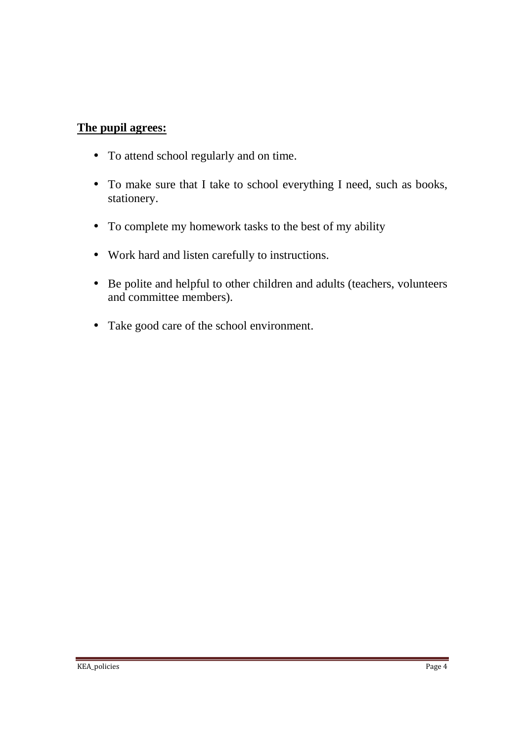**The pupil agrees:**

- To attend school regularly and on time.
- To make sure that I take to school everything I need, such as books, stationery.
- To complete my homework tasks to the best of my ability
- Work hard and listen carefully to instructions.
- Be polite and helpful to other children and adults (teachers, volunteers and committee members).
- Take good care of the school environment.